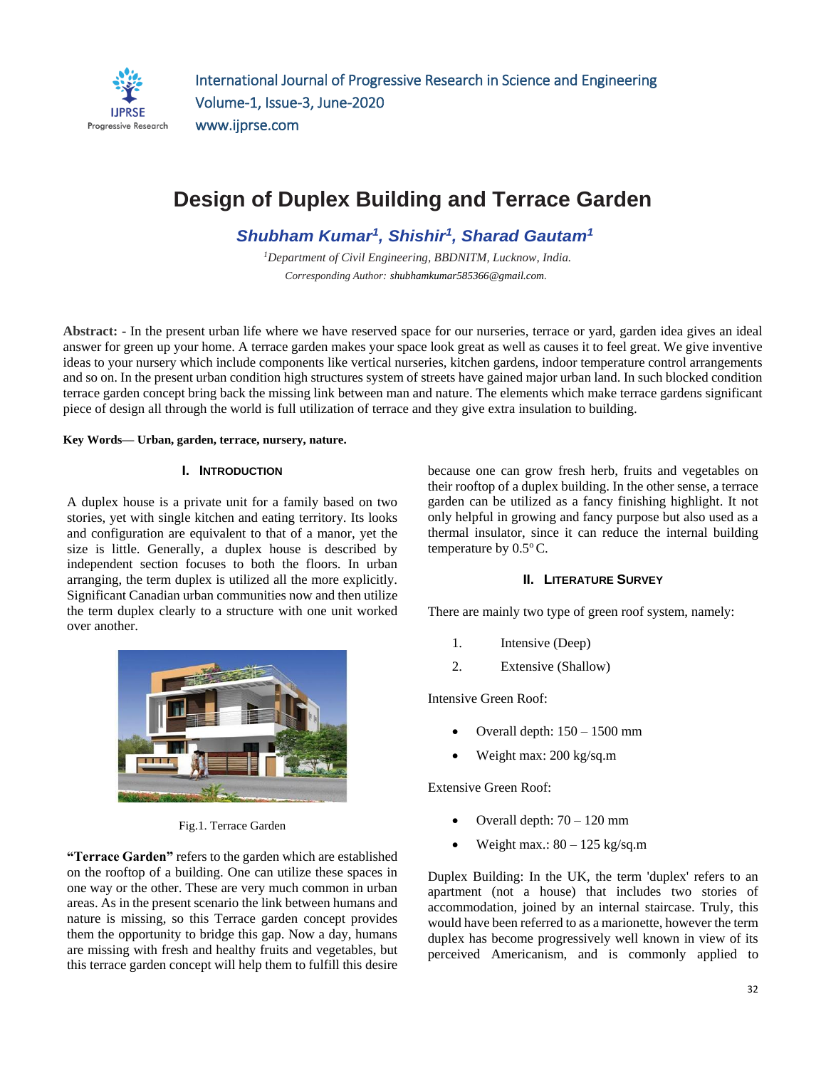# Design of Duplex Building and Terrace Garden

***Shubham Kumar*[1], *Shishir*[1], *Sharad Gautam*[1]**

[1]*Department of Civil Engineering, BBDNITM, Lucknow, India.*

*Corresponding Author: shubhamkumar585366@gmail.com.*

**Abstract: -** In the present urban life where we have reserved space for our nurseries, terrace or yard, garden idea gives an ideal answer for green up your home. A terrace garden makes your space look great as well as causes it to feel great. We give inventive ideas to your nursery which include components like vertical nurseries, kitchen gardens, indoor temperature control arrangements and so on. In the present urban condition high structures system of streets have gained major urban land. In such blocked condition terrace garden concept bring back the missing link between man and nature. The elements which make terrace gardens significant piece of design all through the world is full utilization of terrace and they give extra insulation to building.

**Key Words— Urban, garden, terrace, nursery, nature.**

## I. Introduction

A duplex house is a private unit for a family based on two stories, yet with single kitchen and eating territory. Its looks and configuration are equivalent to that of a manor, yet the size is little. Generally, a duplex house is described by independent section focuses to both the floors. In urban arranging, the term duplex is utilized all the more explicitly. Significant Canadian urban communities now and then utilize the term duplex clearly to a structure with one unit worked over another.

Fig.1. Terrace Garden

**"Terrace Garden"** refers to the garden which are established on the rooftop of a building. One can utilize these spaces in one way or the other. These are very much common in urban areas. As in the present scenario the link between humans and nature is missing, so this Terrace garden concept provides them the opportunity to bridge this gap. Now a day, humans are missing with fresh and healthy fruits and vegetables, but this terrace garden concept will help them to fulfill this desire because one can grow fresh herb, fruits and vegetables on their rooftop of a duplex building. In the other sense, a terrace garden can be utilized as a fancy finishing highlight. It not only helpful in growing and fancy purpose but also used as a thermal insulator, since it can reduce the internal building temperature by $0.5^{o}$ C.

## II. Literature Survey

There are mainly two type of green roof system, namely:

1. Intensive (Deep)
2. Extensive (Shallow)

Intensive Green Roof:

- Overall depth: 150 – 1500 mm
- Weight max: 200 kg/sq.m

Extensive Green Roof:

- Overall depth: 70 – 120 mm
- Weight max.: 80 – 125 kg/sq.m

Duplex Building: In the UK, the term 'duplex' refers to an apartment (not a house) that includes two stories of accommodation, joined by an internal staircase. Truly, this would have been referred to as a marionette, however the term duplex has become progressively well known in view of its perceived Americanism, and is commonly applied to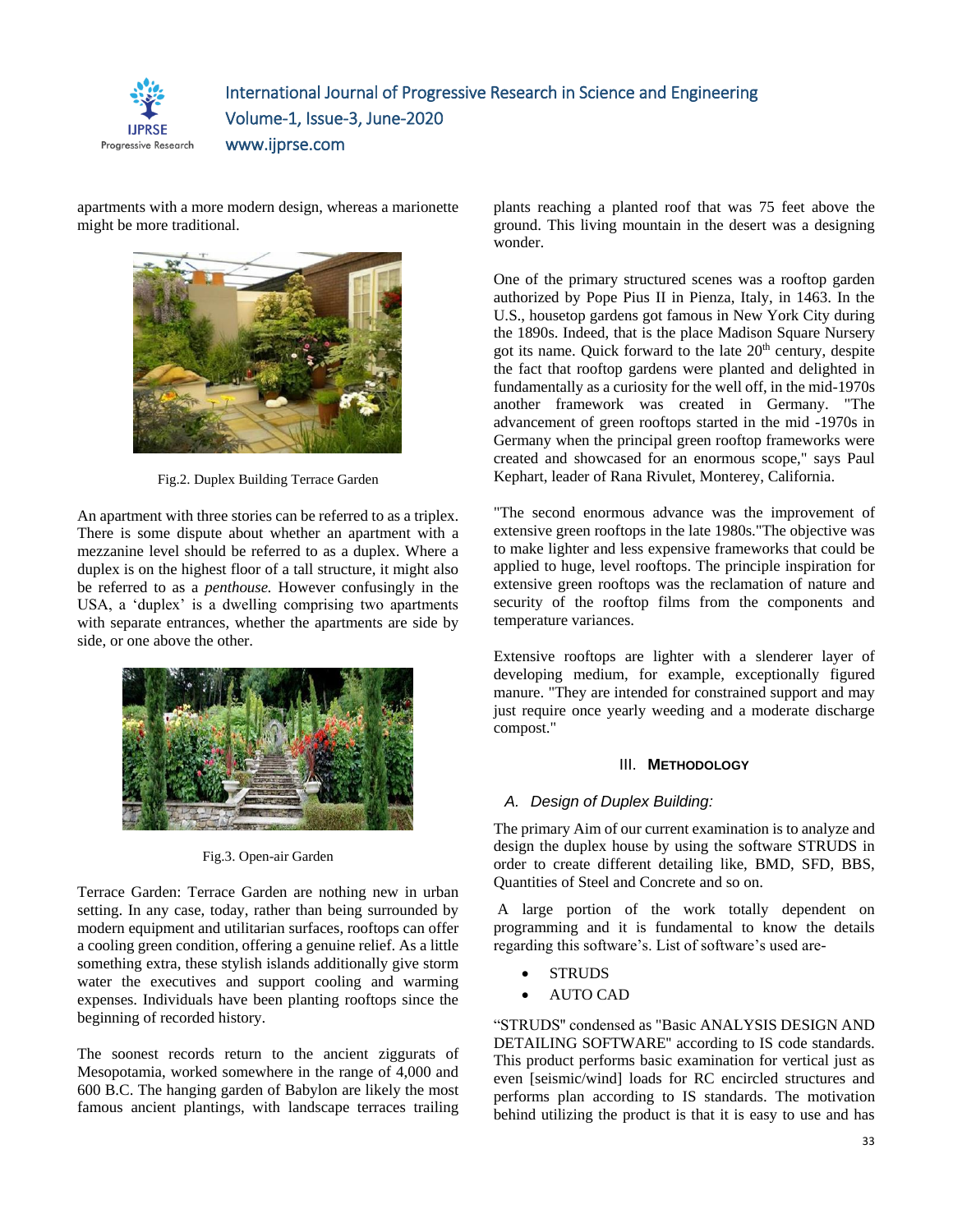apartments with a more modern design, whereas a marionette might be more traditional.

Fig.2. Duplex Building Terrace Garden

An apartment with three stories can be referred to as a triplex. There is some dispute about whether an apartment with a mezzanine level should be referred to as a duplex. Where a duplex is on the highest floor of a tall structure, it might also be referred to as a *penthouse.* However confusingly in the USA, a 'duplex' is a dwelling comprising two apartments with separate entrances, whether the apartments are side by side, or one above the other.

Fig.3. Open-air Garden

Terrace Garden: Terrace Garden are nothing new in urban setting. In any case, today, rather than being surrounded by modern equipment and utilitarian surfaces, rooftops can offer a cooling green condition, offering a genuine relief. As a little something extra, these stylish islands additionally give storm water the executives and support cooling and warming expenses. Individuals have been planting rooftops since the beginning of recorded history.

The soonest records return to the ancient ziggurats of Mesopotamia, worked somewhere in the range of 4,000 and 600 B.C. The hanging garden of Babylon are likely the most famous ancient plantings, with landscape terraces trailing plants reaching a planted roof that was 75 feet above the ground. This living mountain in the desert was a designing wonder.

One of the primary structured scenes was a rooftop garden authorized by Pope Pius II in Pienza, Italy, in 1463. In the U.S., housetop gardens got famous in New York City during the 1890s. Indeed, that is the place Madison Square Nursery got its name. Quick forward to the late 20th century, despite the fact that rooftop gardens were planted and delighted in fundamentally as a curiosity for the well off, in the mid-1970s another framework was created in Germany. "The advancement of green rooftops started in the mid -1970s in Germany when the principal green rooftop frameworks were created and showcased for an enormous scope," says Paul Kephart, leader of Rana Rivulet, Monterey, California.

"The second enormous advance was the improvement of extensive green rooftops in the late 1980s."The objective was to make lighter and less expensive frameworks that could be applied to huge, level rooftops. The principle inspiration for extensive green rooftops was the reclamation of nature and security of the rooftop films from the components and temperature variances.

Extensive rooftops are lighter with a slenderer layer of developing medium, for example, exceptionally figured manure. "They are intended for constrained support and may just require once yearly weeding and a moderate discharge compost."

## III. METHODOLOGY

### *A. Design of Duplex Building:*

The primary Aim of our current examination is to analyze and design the duplex house by using the software STRUDS in order to create different detailing like, BMD, SFD, BBS, Quantities of Steel and Concrete and so on.

A large portion of the work totally dependent on programming and it is fundamental to know the details regarding this software's. List of software's used are-

- STRUDS
- AUTO CAD

"STRUDS" condensed as "Basic ANALYSIS DESIGN AND DETAILING SOFTWARE" according to IS code standards. This product performs basic examination for vertical just as even [seismic/wind] loads for RC encircled structures and performs plan according to IS standards. The motivation behind utilizing the product is that it is easy to use and has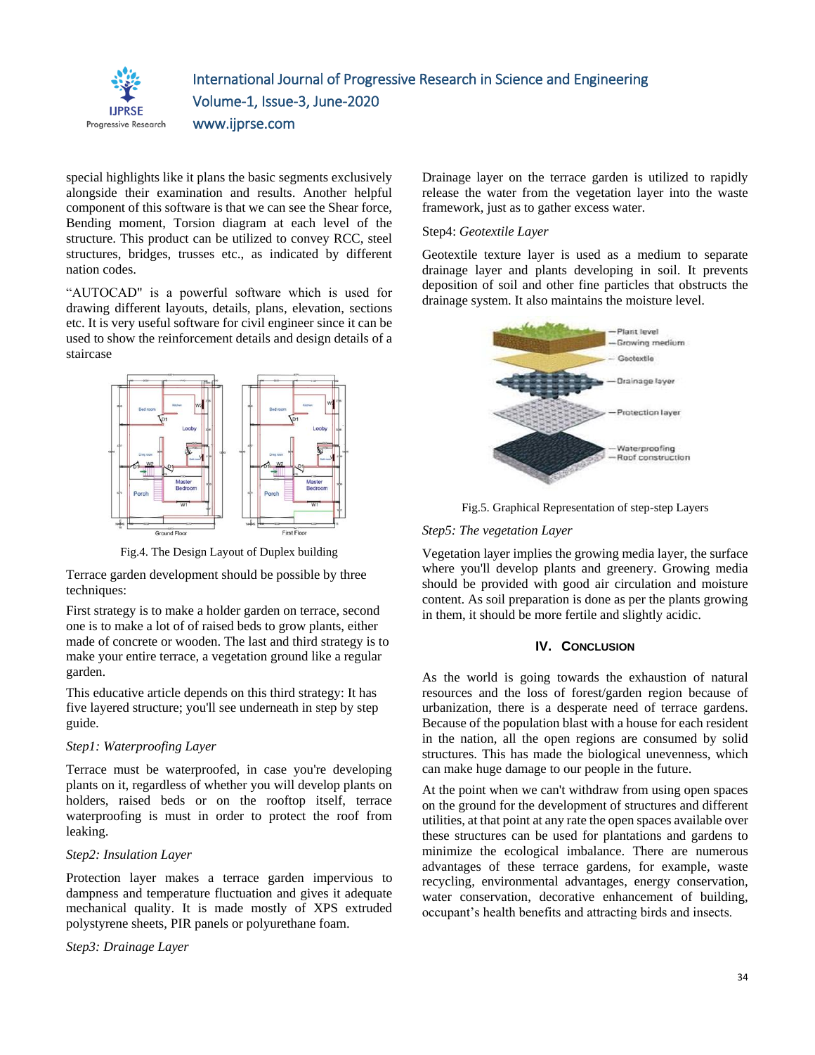special highlights like it plans the basic segments exclusively alongside their examination and results. Another helpful component of this software is that we can see the Shear force, Bending moment, Torsion diagram at each level of the structure. This product can be utilized to convey RCC, steel structures, bridges, trusses etc., as indicated by different nation codes.

“AUTOCAD" is a powerful software which is used for drawing different layouts, details, plans, elevation, sections etc. It is very useful software for civil engineer since it can be used to show the reinforcement details and design details of a staircase

Fig.4. The Design Layout of Duplex building

Terrace garden development should be possible by three techniques:

First strategy is to make a holder garden on terrace, second one is to make a lot of of raised beds to grow plants, either made of concrete or wooden. The last and third strategy is to make your entire terrace, a vegetation ground like a regular garden.

This educative article depends on this third strategy: It has five layered structure; you'll see underneath in step by step guide.

*Step1: Waterproofing Layer*

Terrace must be waterproofed, in case you're developing plants on it, regardless of whether you will develop plants on holders, raised beds or on the rooftop itself, terrace waterproofing is must in order to protect the roof from leaking.

*Step2: Insulation Layer*

Protection layer makes a terrace garden impervious to dampness and temperature fluctuation and gives it adequate mechanical quality. It is made mostly of XPS extruded polystyrene sheets, PIR panels or polyurethane foam.

*Step3: Drainage Layer*

Drainage layer on the terrace garden is utilized to rapidly release the water from the vegetation layer into the waste framework, just as to gather excess water.

Step4: *Geotextile Layer*

Geotextile texture layer is used as a medium to separate drainage layer and plants developing in soil. It prevents deposition of soil and other fine particles that obstructs the drainage system. It also maintains the moisture level.

Fig.5. Graphical Representation of step-step Layers

*Step5: The vegetation Layer*

Vegetation layer implies the growing media layer, the surface where you'll develop plants and greenery. Growing media should be provided with good air circulation and moisture content. As soil preparation is done as per the plants growing in them, it should be more fertile and slightly acidic.

## IV. Conclusion

As the world is going towards the exhaustion of natural resources and the loss of forest/garden region because of urbanization, there is a desperate need of terrace gardens. Because of the population blast with a house for each resident in the nation, all the open regions are consumed by solid structures. This has made the biological unevenness, which can make huge damage to our people in the future.

At the point when we can't withdraw from using open spaces on the ground for the development of structures and different utilities, at that point at any rate the open spaces available over these structures can be used for plantations and gardens to minimize the ecological imbalance. There are numerous advantages of these terrace gardens, for example, waste recycling, environmental advantages, energy conservation, water conservation, decorative enhancement of building, occupant’s health benefits and attracting birds and insects.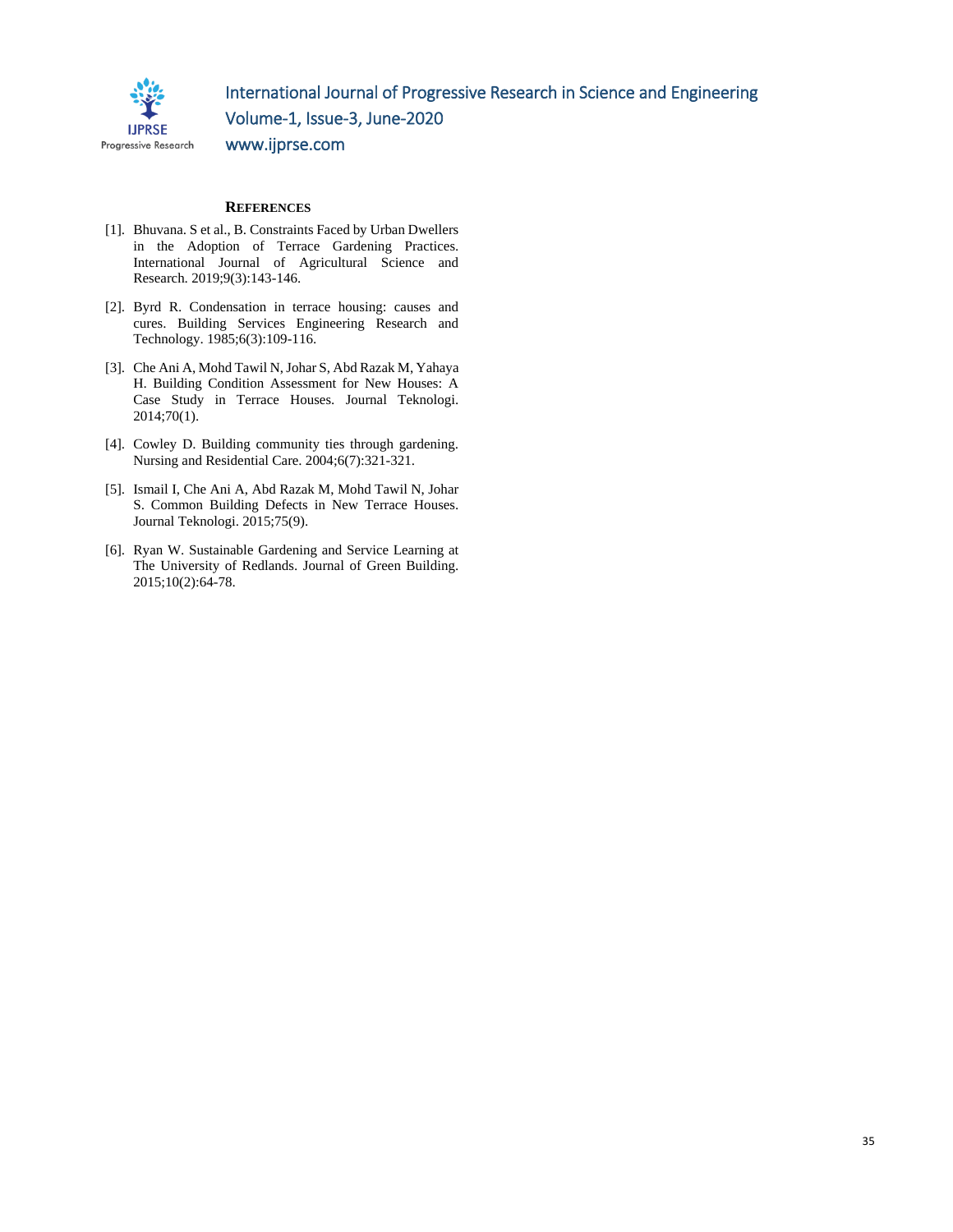## REFERENCES

[1]. Bhuvana. S et al., B. Constraints Faced by Urban Dwellers in the Adoption of Terrace Gardening Practices. International Journal of Agricultural Science and Research. 2019;9(3):143-146.

[2]. Byrd R. Condensation in terrace housing: causes and cures. Building Services Engineering Research and Technology. 1985;6(3):109-116.

[3]. Che Ani A, Mohd Tawil N, Johar S, Abd Razak M, Yahaya H. Building Condition Assessment for New Houses: A Case Study in Terrace Houses. Journal Teknologi. 2014;70(1).

[4]. Cowley D. Building community ties through gardening. Nursing and Residential Care. 2004;6(7):321-321.

[5]. Ismail I, Che Ani A, Abd Razak M, Mohd Tawil N, Johar S. Common Building Defects in New Terrace Houses. Journal Teknologi. 2015;75(9).

[6]. Ryan W. Sustainable Gardening and Service Learning at The University of Redlands. Journal of Green Building. 2015;10(2):64-78.